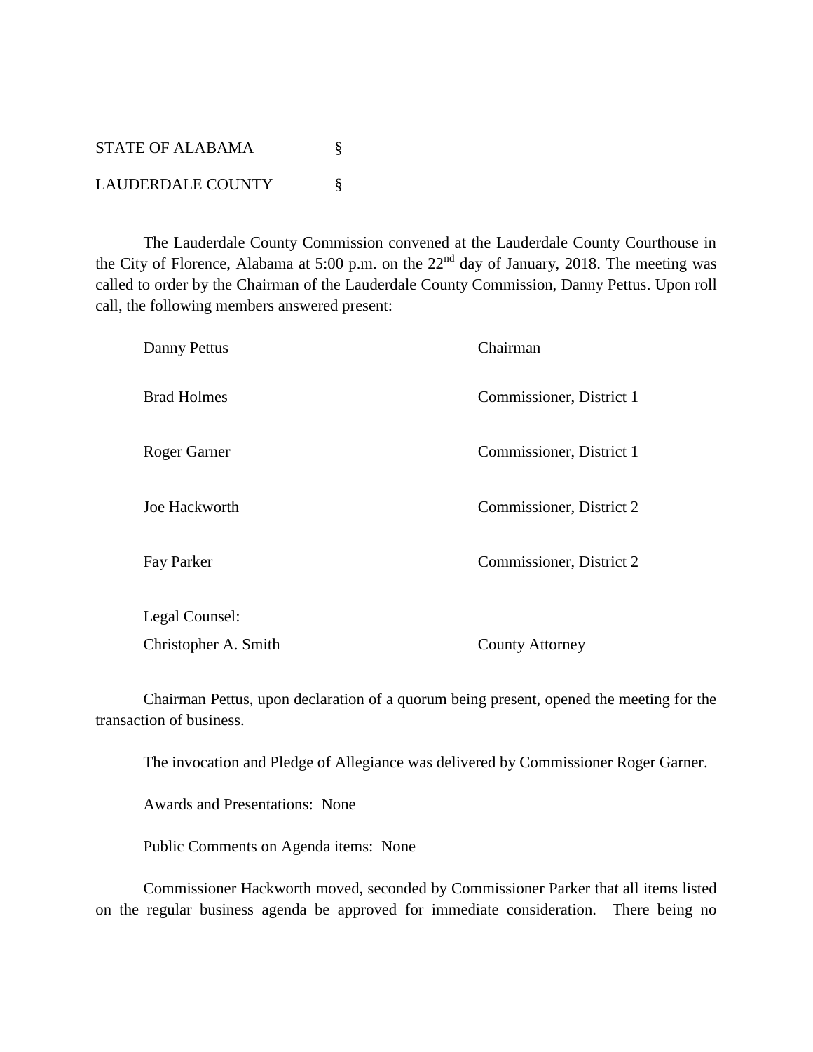STATE OF ALABAMA §

LAUDERDALE COUNTY §

The Lauderdale County Commission convened at the Lauderdale County Courthouse in the City of Florence, Alabama at 5:00 p.m. on the 22nd day of January, 2018. The meeting was called to order by the Chairman of the Lauderdale County Commission, Danny Pettus. Upon roll call, the following members answered present:

| | |
|---|---|
| Danny Pettus | Chairman |
| Brad Holmes | Commissioner, District 1 |
| Roger Garner | Commissioner, District 1 |
| Joe Hackworth | Commissioner, District 2 |
| Fay Parker | Commissioner, District 2 |
| Legal Counsel: | |
| Christopher A. Smith | County Attorney |

Chairman Pettus, upon declaration of a quorum being present, opened the meeting for the transaction of business.

The invocation and Pledge of Allegiance was delivered by Commissioner Roger Garner.

Awards and Presentations: None

Public Comments on Agenda items: None

Commissioner Hackworth moved, seconded by Commissioner Parker that all items listed on the regular business agenda be approved for immediate consideration. There being no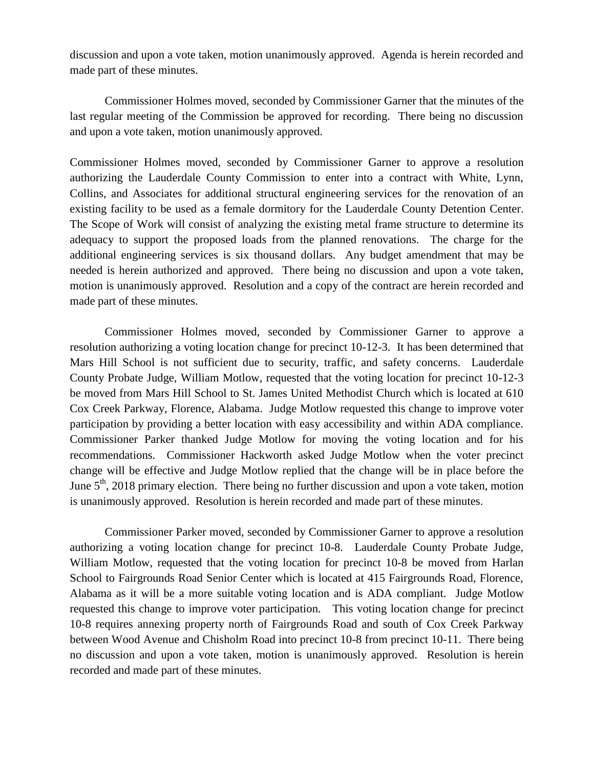discussion and upon a vote taken, motion unanimously approved. Agenda is herein recorded and made part of these minutes.

Commissioner Holmes moved, seconded by Commissioner Garner that the minutes of the last regular meeting of the Commission be approved for recording. There being no discussion and upon a vote taken, motion unanimously approved.

Commissioner Holmes moved, seconded by Commissioner Garner to approve a resolution authorizing the Lauderdale County Commission to enter into a contract with White, Lynn, Collins, and Associates for additional structural engineering services for the renovation of an existing facility to be used as a female dormitory for the Lauderdale County Detention Center. The Scope of Work will consist of analyzing the existing metal frame structure to determine its adequacy to support the proposed loads from the planned renovations. The charge for the additional engineering services is six thousand dollars. Any budget amendment that may be needed is herein authorized and approved. There being no discussion and upon a vote taken, motion is unanimously approved. Resolution and a copy of the contract are herein recorded and made part of these minutes.

Commissioner Holmes moved, seconded by Commissioner Garner to approve a resolution authorizing a voting location change for precinct 10-12-3. It has been determined that Mars Hill School is not sufficient due to security, traffic, and safety concerns. Lauderdale County Probate Judge, William Motlow, requested that the voting location for precinct 10-12-3 be moved from Mars Hill School to St. James United Methodist Church which is located at 610 Cox Creek Parkway, Florence, Alabama. Judge Motlow requested this change to improve voter participation by providing a better location with easy accessibility and within ADA compliance. Commissioner Parker thanked Judge Motlow for moving the voting location and for his recommendations. Commissioner Hackworth asked Judge Motlow when the voter precinct change will be effective and Judge Motlow replied that the change will be in place before the June 5th, 2018 primary election. There being no further discussion and upon a vote taken, motion is unanimously approved. Resolution is herein recorded and made part of these minutes.

Commissioner Parker moved, seconded by Commissioner Garner to approve a resolution authorizing a voting location change for precinct 10-8. Lauderdale County Probate Judge, William Motlow, requested that the voting location for precinct 10-8 be moved from Harlan School to Fairgrounds Road Senior Center which is located at 415 Fairgrounds Road, Florence, Alabama as it will be a more suitable voting location and is ADA compliant. Judge Motlow requested this change to improve voter participation. This voting location change for precinct 10-8 requires annexing property north of Fairgrounds Road and south of Cox Creek Parkway between Wood Avenue and Chisholm Road into precinct 10-8 from precinct 10-11. There being no discussion and upon a vote taken, motion is unanimously approved. Resolution is herein recorded and made part of these minutes.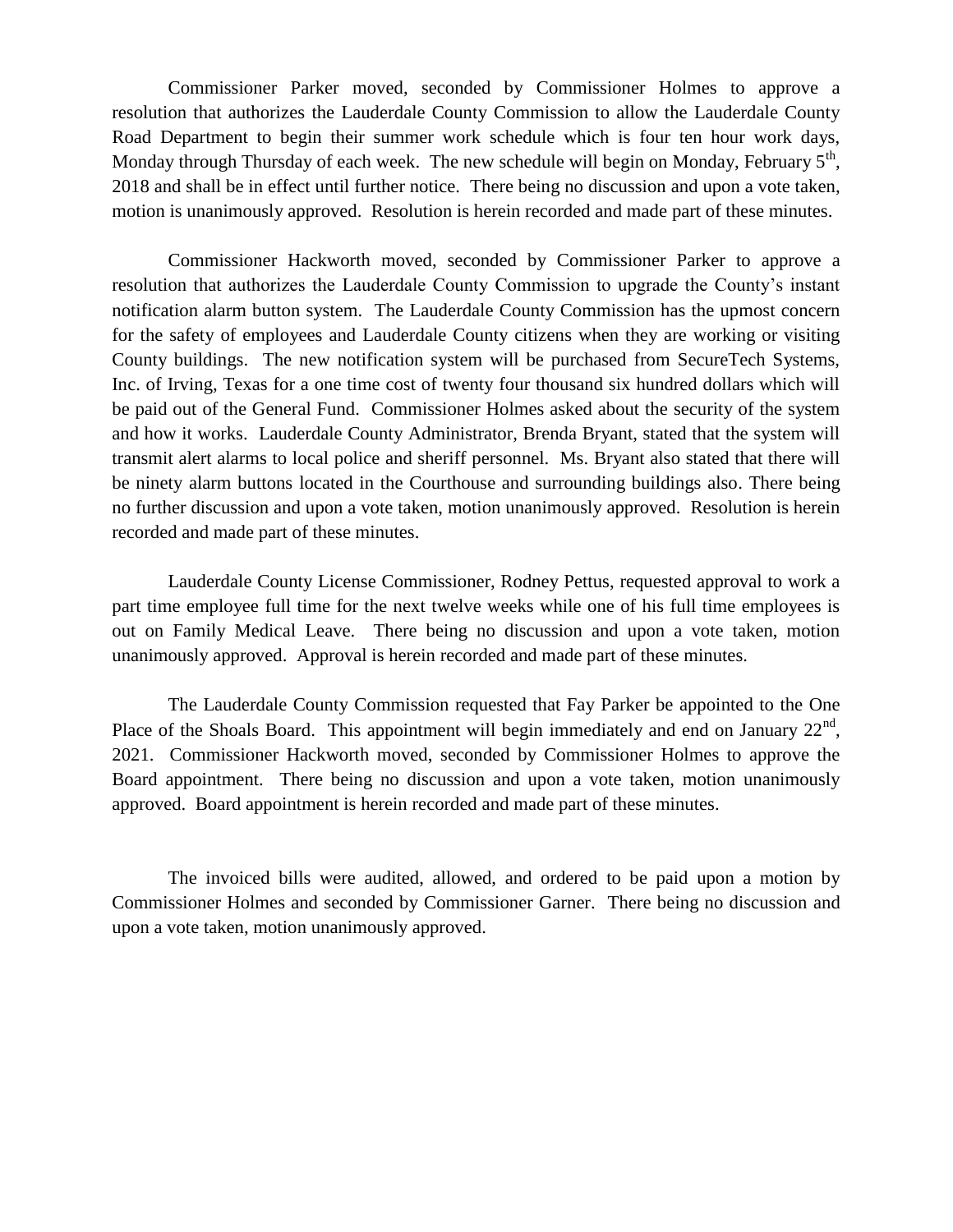Commissioner Parker moved, seconded by Commissioner Holmes to approve a resolution that authorizes the Lauderdale County Commission to allow the Lauderdale County Road Department to begin their summer work schedule which is four ten hour work days, Monday through Thursday of each week. The new schedule will begin on Monday, February 5th, 2018 and shall be in effect until further notice. There being no discussion and upon a vote taken, motion is unanimously approved. Resolution is herein recorded and made part of these minutes.

Commissioner Hackworth moved, seconded by Commissioner Parker to approve a resolution that authorizes the Lauderdale County Commission to upgrade the County's instant notification alarm button system. The Lauderdale County Commission has the upmost concern for the safety of employees and Lauderdale County citizens when they are working or visiting County buildings. The new notification system will be purchased from SecureTech Systems, Inc. of Irving, Texas for a one time cost of twenty four thousand six hundred dollars which will be paid out of the General Fund. Commissioner Holmes asked about the security of the system and how it works. Lauderdale County Administrator, Brenda Bryant, stated that the system will transmit alert alarms to local police and sheriff personnel. Ms. Bryant also stated that there will be ninety alarm buttons located in the Courthouse and surrounding buildings also. There being no further discussion and upon a vote taken, motion unanimously approved. Resolution is herein recorded and made part of these minutes.

Lauderdale County License Commissioner, Rodney Pettus, requested approval to work a part time employee full time for the next twelve weeks while one of his full time employees is out on Family Medical Leave. There being no discussion and upon a vote taken, motion unanimously approved. Approval is herein recorded and made part of these minutes.

The Lauderdale County Commission requested that Fay Parker be appointed to the One Place of the Shoals Board. This appointment will begin immediately and end on January 22nd, 2021. Commissioner Hackworth moved, seconded by Commissioner Holmes to approve the Board appointment. There being no discussion and upon a vote taken, motion unanimously approved. Board appointment is herein recorded and made part of these minutes.

The invoiced bills were audited, allowed, and ordered to be paid upon a motion by Commissioner Holmes and seconded by Commissioner Garner. There being no discussion and upon a vote taken, motion unanimously approved.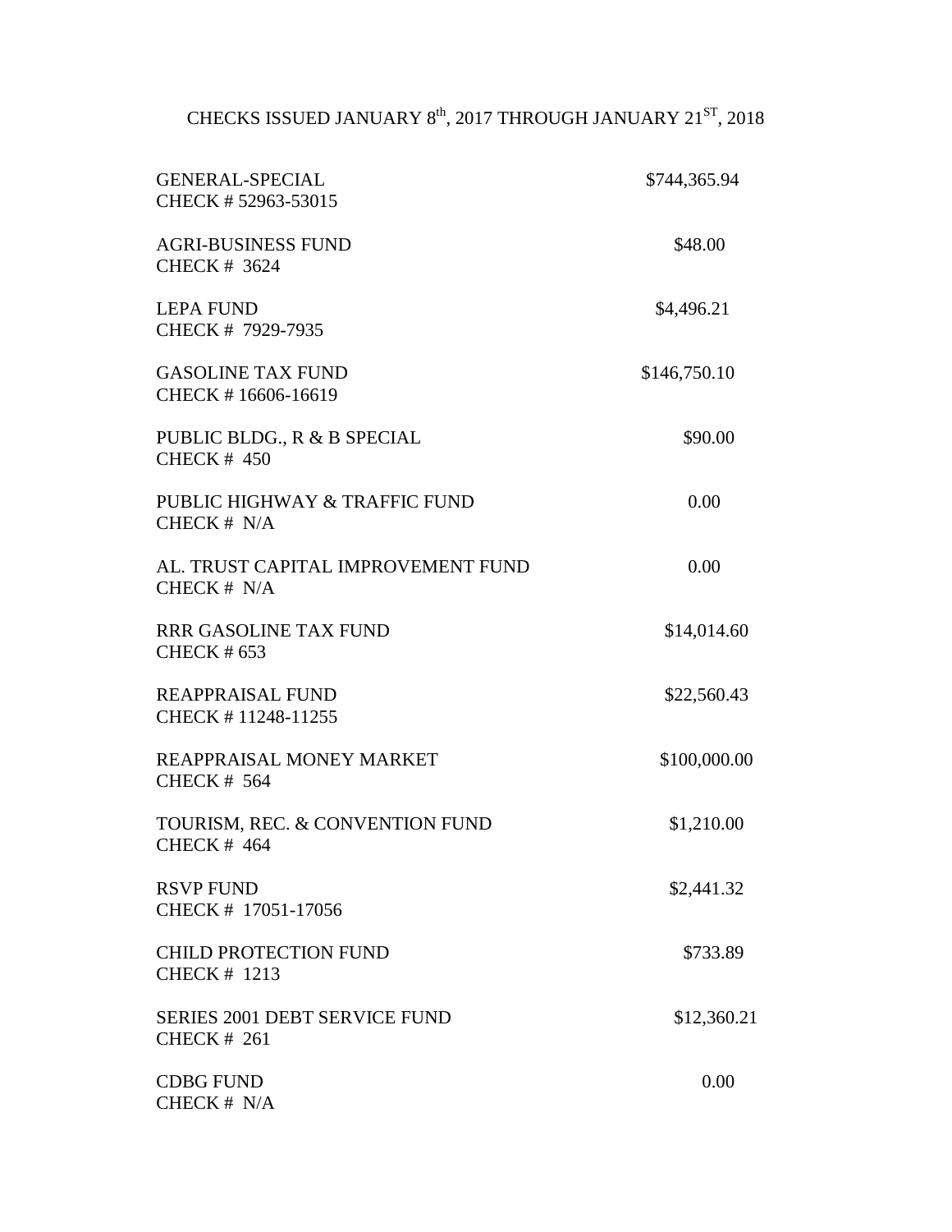CHECKS ISSUED JANUARY 8th, 2017 THROUGH JANUARY 21ST, 2018

| | |
|---|---|
| GENERAL-SPECIAL<br>CHECK # 52963-53015 | $744,365.94 |
| AGRI-BUSINESS FUND<br>CHECK # 3624 | $48.00 |
| LEPA FUND<br>CHECK # 7929-7935 | $4,496.21 |
| GASOLINE TAX FUND<br>CHECK # 16606-16619 | $146,750.10 |
| PUBLIC BLDG., R & B SPECIAL<br>CHECK # 450 | $90.00 |
| PUBLIC HIGHWAY & TRAFFIC FUND<br>CHECK # N/A | 0.00 |
| AL. TRUST CAPITAL IMPROVEMENT FUND<br>CHECK # N/A | 0.00 |
| RRR GASOLINE TAX FUND<br>CHECK # 653 | $14,014.60 |
| REAPPRAISAL FUND<br>CHECK # 11248-11255 | $22,560.43 |
| REAPPRAISAL MONEY MARKET<br>CHECK # 564 | $100,000.00 |
| TOURISM, REC. & CONVENTION FUND<br>CHECK # 464 | $1,210.00 |
| RSVP FUND<br>CHECK # 17051-17056 | $2,441.32 |
| CHILD PROTECTION FUND<br>CHECK # 1213 | $733.89 |
| SERIES 2001 DEBT SERVICE FUND<br>CHECK # 261 | $12,360.21 |
| CDBG FUND<br>CHECK # N/A | 0.00 |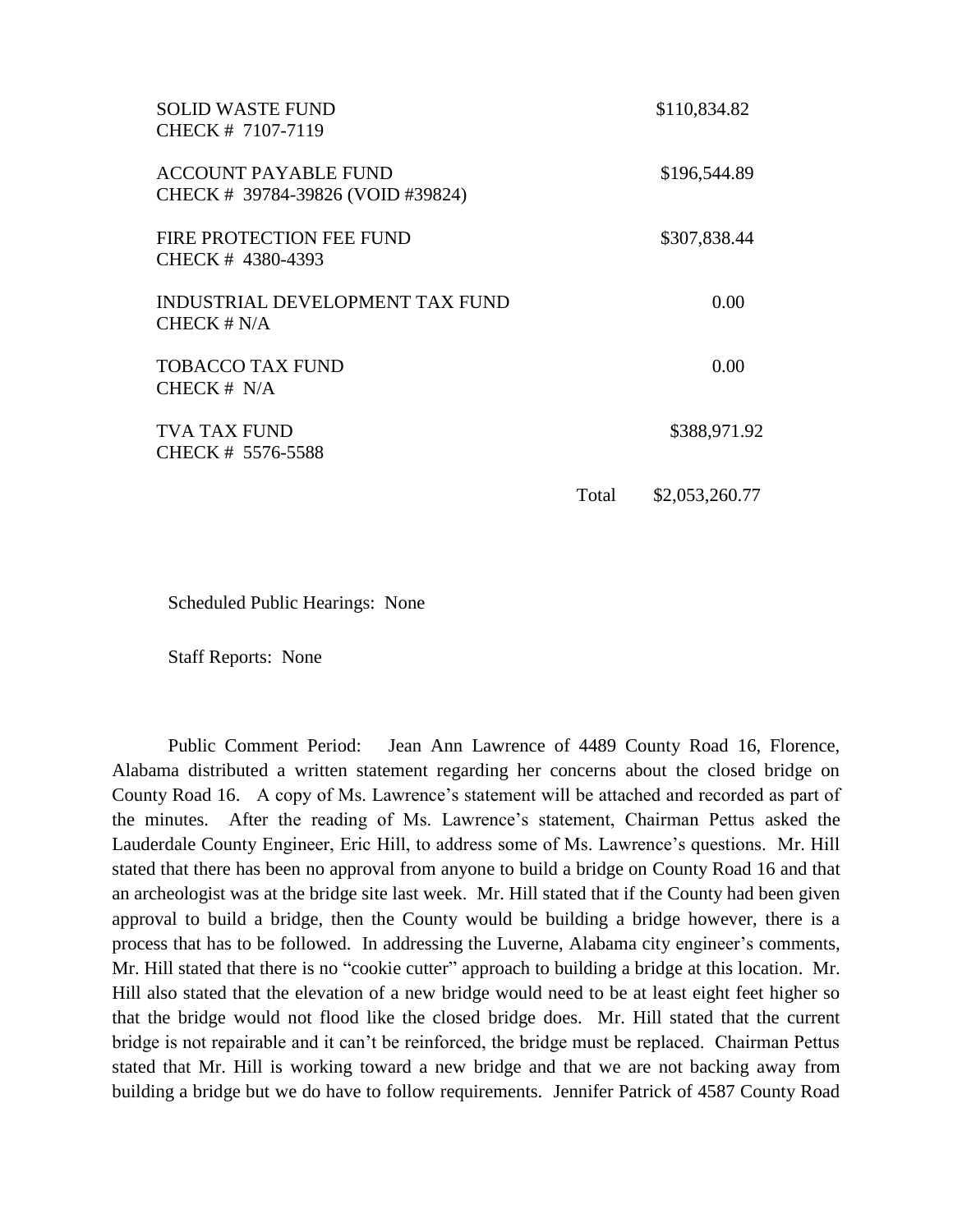| | | |
|---|---|---|
| SOLID WASTE FUND<br>CHECK # 7107-7119 | | $110,834.82 |
| ACCOUNT PAYABLE FUND<br>CHECK # 39784-39826 (VOID #39824) | | $196,544.89 |
| FIRE PROTECTION FEE FUND<br>CHECK # 4380-4393 | | $307,838.44 |
| INDUSTRIAL DEVELOPMENT TAX FUND<br>CHECK # N/A | | 0.00 |
| TOBACCO TAX FUND<br>CHECK # N/A | | 0.00 |
| TVA TAX FUND<br>CHECK # 5576-5588 | | $388,971.92 |
| | Total | $2,053,260.77 |

Scheduled Public Hearings: None

Staff Reports: None

Public Comment Period: Jean Ann Lawrence of 4489 County Road 16, Florence, Alabama distributed a written statement regarding her concerns about the closed bridge on County Road 16. A copy of Ms. Lawrence's statement will be attached and recorded as part of the minutes. After the reading of Ms. Lawrence's statement, Chairman Pettus asked the Lauderdale County Engineer, Eric Hill, to address some of Ms. Lawrence's questions. Mr. Hill stated that there has been no approval from anyone to build a bridge on County Road 16 and that an archeologist was at the bridge site last week. Mr. Hill stated that if the County had been given approval to build a bridge, then the County would be building a bridge however, there is a process that has to be followed. In addressing the Luverne, Alabama city engineer's comments, Mr. Hill stated that there is no "cookie cutter" approach to building a bridge at this location. Mr. Hill also stated that the elevation of a new bridge would need to be at least eight feet higher so that the bridge would not flood like the closed bridge does. Mr. Hill stated that the current bridge is not repairable and it can't be reinforced, the bridge must be replaced. Chairman Pettus stated that Mr. Hill is working toward a new bridge and that we are not backing away from building a bridge but we do have to follow requirements. Jennifer Patrick of 4587 County Road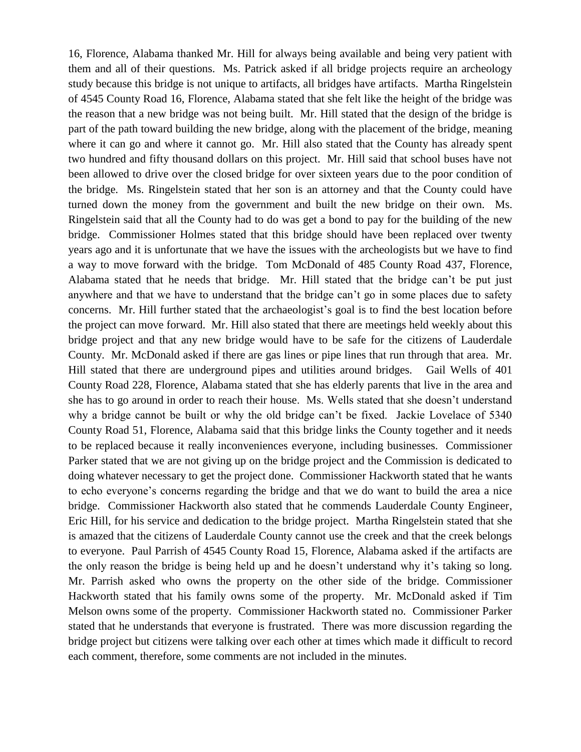16, Florence, Alabama thanked Mr. Hill for always being available and being very patient with them and all of their questions. Ms. Patrick asked if all bridge projects require an archeology study because this bridge is not unique to artifacts, all bridges have artifacts. Martha Ringelstein of 4545 County Road 16, Florence, Alabama stated that she felt like the height of the bridge was the reason that a new bridge was not being built. Mr. Hill stated that the design of the bridge is part of the path toward building the new bridge, along with the placement of the bridge, meaning where it can go and where it cannot go. Mr. Hill also stated that the County has already spent two hundred and fifty thousand dollars on this project. Mr. Hill said that school buses have not been allowed to drive over the closed bridge for over sixteen years due to the poor condition of the bridge. Ms. Ringelstein stated that her son is an attorney and that the County could have turned down the money from the government and built the new bridge on their own. Ms. Ringelstein said that all the County had to do was get a bond to pay for the building of the new bridge. Commissioner Holmes stated that this bridge should have been replaced over twenty years ago and it is unfortunate that we have the issues with the archeologists but we have to find a way to move forward with the bridge. Tom McDonald of 485 County Road 437, Florence, Alabama stated that he needs that bridge. Mr. Hill stated that the bridge can't be put just anywhere and that we have to understand that the bridge can't go in some places due to safety concerns. Mr. Hill further stated that the archaeologist's goal is to find the best location before the project can move forward. Mr. Hill also stated that there are meetings held weekly about this bridge project and that any new bridge would have to be safe for the citizens of Lauderdale County. Mr. McDonald asked if there are gas lines or pipe lines that run through that area. Mr. Hill stated that there are underground pipes and utilities around bridges. Gail Wells of 401 County Road 228, Florence, Alabama stated that she has elderly parents that live in the area and she has to go around in order to reach their house. Ms. Wells stated that she doesn't understand why a bridge cannot be built or why the old bridge can't be fixed. Jackie Lovelace of 5340 County Road 51, Florence, Alabama said that this bridge links the County together and it needs to be replaced because it really inconveniences everyone, including businesses. Commissioner Parker stated that we are not giving up on the bridge project and the Commission is dedicated to doing whatever necessary to get the project done. Commissioner Hackworth stated that he wants to echo everyone's concerns regarding the bridge and that we do want to build the area a nice bridge. Commissioner Hackworth also stated that he commends Lauderdale County Engineer, Eric Hill, for his service and dedication to the bridge project. Martha Ringelstein stated that she is amazed that the citizens of Lauderdale County cannot use the creek and that the creek belongs to everyone. Paul Parrish of 4545 County Road 15, Florence, Alabama asked if the artifacts are the only reason the bridge is being held up and he doesn't understand why it's taking so long. Mr. Parrish asked who owns the property on the other side of the bridge. Commissioner Hackworth stated that his family owns some of the property. Mr. McDonald asked if Tim Melson owns some of the property. Commissioner Hackworth stated no. Commissioner Parker stated that he understands that everyone is frustrated. There was more discussion regarding the bridge project but citizens were talking over each other at times which made it difficult to record each comment, therefore, some comments are not included in the minutes.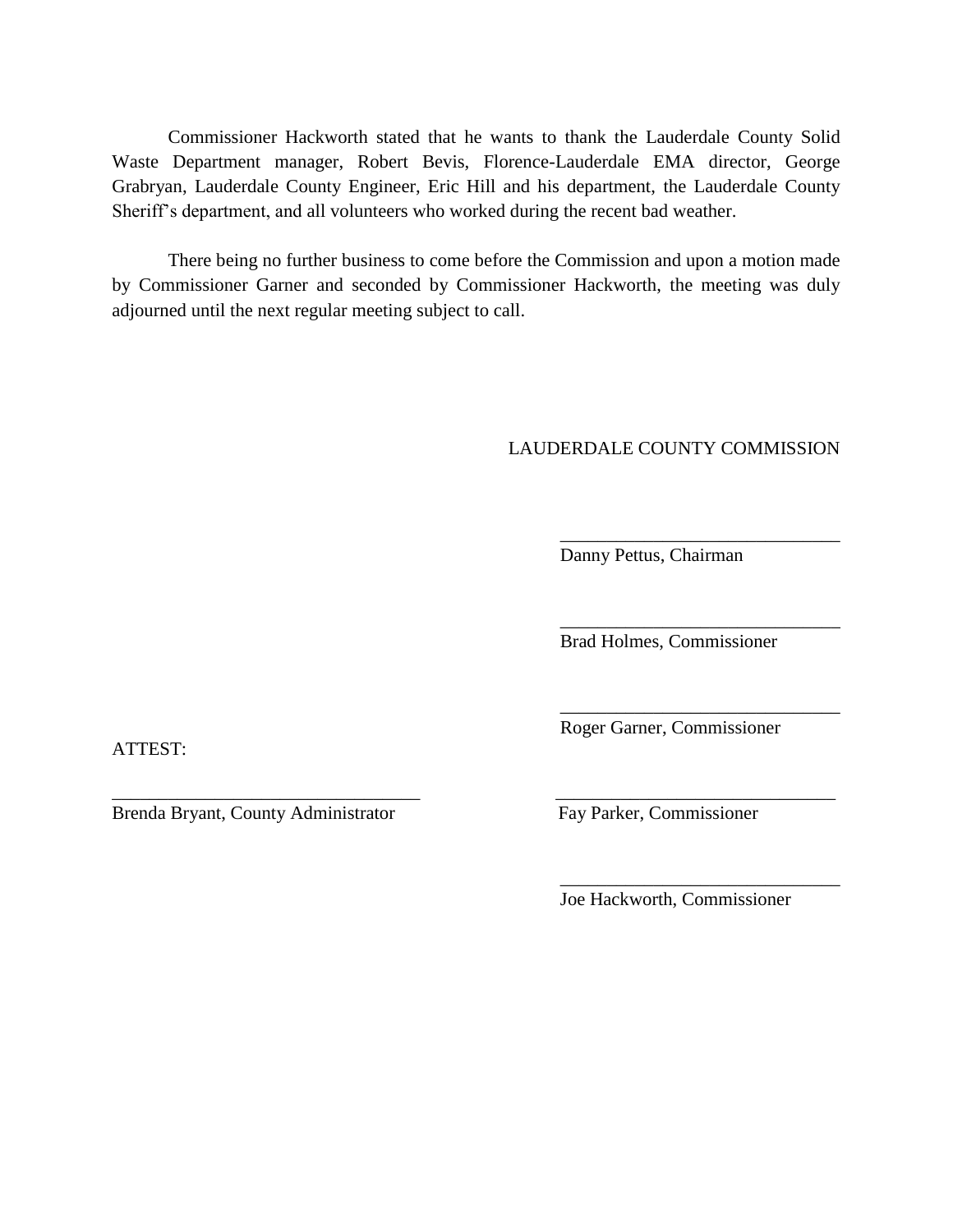Commissioner Hackworth stated that he wants to thank the Lauderdale County Solid Waste Department manager, Robert Bevis, Florence-Lauderdale EMA director, George Grabryan, Lauderdale County Engineer, Eric Hill and his department, the Lauderdale County Sheriff's department, and all volunteers who worked during the recent bad weather.

There being no further business to come before the Commission and upon a motion made by Commissioner Garner and seconded by Commissioner Hackworth, the meeting was duly adjourned until the next regular meeting subject to call.

LAUDERDALE COUNTY COMMISSION

______________________________
Danny Pettus, Chairman

______________________________
Brad Holmes, Commissioner

______________________________
Roger Garner, Commissioner

ATTEST:

______________________________
Brenda Bryant, County Administrator

______________________________
Fay Parker, Commissioner

______________________________
Joe Hackworth, Commissioner